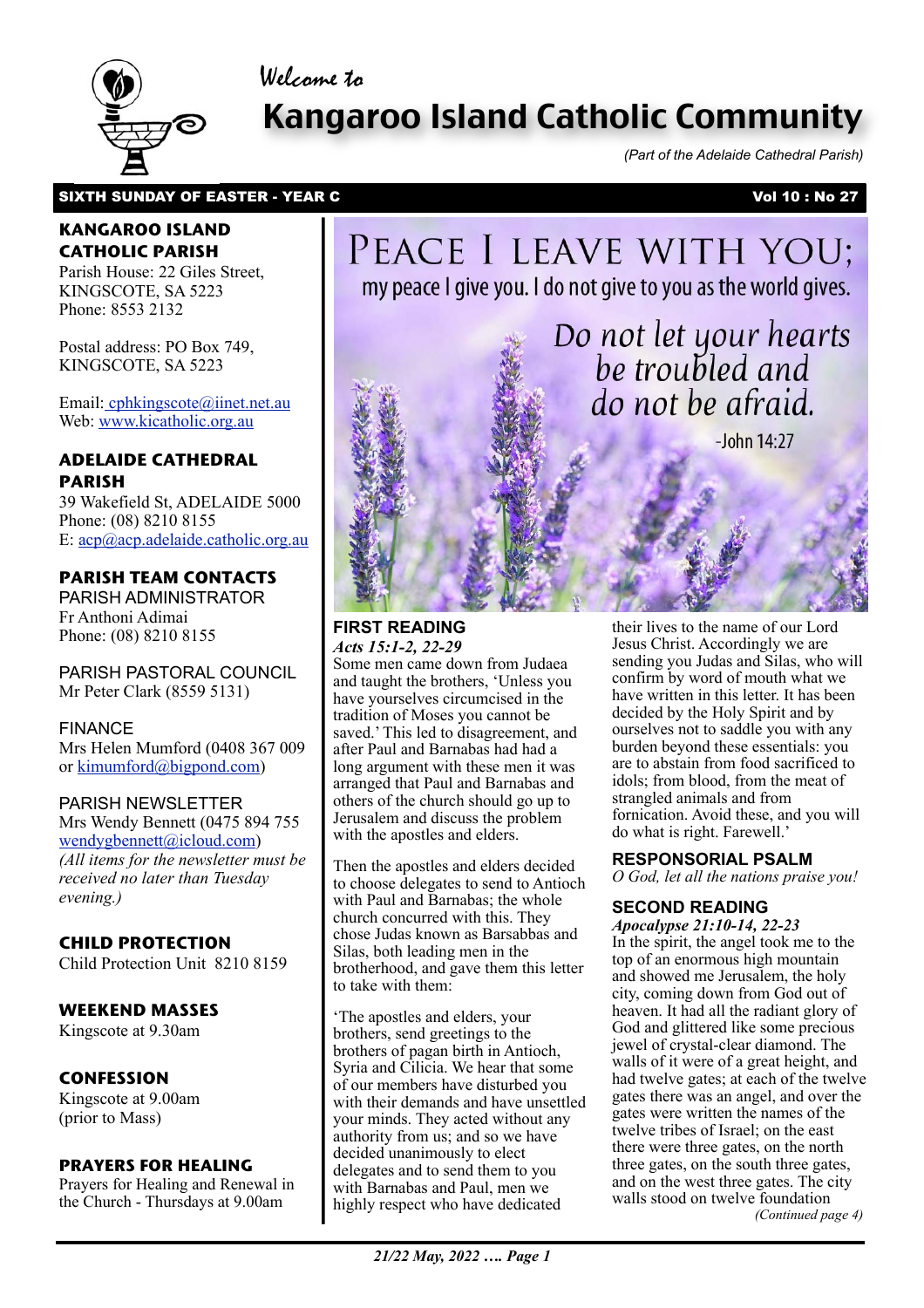Welcome to

# Kangaroo Island Catholic Community

*(Part of the Adelaide Cathedral Parish)*

**SIXTH SUNDAY OF EASTER - YEAR C** **Vol 10 : No 27**

### KANGAROO ISLAND CATHOLIC PARISH

Parish House: 22 Giles Street, KINGSCOTE, SA 5223
Phone: 8553 2132

Postal address: PO Box 749, KINGSCOTE, SA 5223

Email: cphkingscote@iinet.net.au
Web: www.kicatholic.org.au

### ADELAIDE CATHEDRAL PARISH

39 Wakefield St, ADELAIDE 5000
Phone: (08) 8210 8155
E: acp@acp.adelaide.catholic.org.au

### PARISH TEAM CONTACTS

PARISH ADMINISTRATOR
Fr Anthoni Adimai
Phone: (08) 8210 8155

PARISH PASTORAL COUNCIL
Mr Peter Clark (8559 5131)

FINANCE
Mrs Helen Mumford (0408 367 009 or kimumford@bigpond.com)

PARISH NEWSLETTER
Mrs Wendy Bennett (0475 894 755 wendygbennett@icloud.com)
*(All items for the newsletter must be received no later than Tuesday evening.)*

### CHILD PROTECTION

Child Protection Unit 8210 8159

### WEEKEND MASSES

Kingscote at 9.30am

### CONFESSION

Kingscote at 9.00am (prior to Mass)

### PRAYERS FOR HEALING

Prayers for Healing and Renewal in the Church - Thursdays at 9.00am

PEACE I LEAVE WITH YOU; my peace I give you. I do not give to you as the world gives.

Do not let your hearts be troubled and do not be afraid.

-John 14:27

### FIRST READING

*Acts 15:1-2, 22-29*

Some men came down from Judaea and taught the brothers, 'Unless you have yourselves circumcised in the tradition of Moses you cannot be saved.' This led to disagreement, and after Paul and Barnabas had had a long argument with these men it was arranged that Paul and Barnabas and others of the church should go up to Jerusalem and discuss the problem with the apostles and elders.

Then the apostles and elders decided to choose delegates to send to Antioch with Paul and Barnabas; the whole church concurred with this. They chose Judas known as Barsabbas and Silas, both leading men in the brotherhood, and gave them this letter to take with them:

'The apostles and elders, your brothers, send greetings to the brothers of pagan birth in Antioch, Syria and Cilicia. We hear that some of our members have disturbed you with their demands and have unsettled your minds. They acted without any authority from us; and so we have decided unanimously to elect delegates and to send them to you with Barnabas and Paul, men we highly respect who have dedicated their lives to the name of our Lord Jesus Christ. Accordingly we are sending you Judas and Silas, who will confirm by word of mouth what we have written in this letter. It has been decided by the Holy Spirit and by ourselves not to saddle you with any burden beyond these essentials: you are to abstain from food sacrificed to idols; from blood, from the meat of strangled animals and from fornication. Avoid these, and you will do what is right. Farewell.'

### RESPONSORIAL PSALM

*O God, let all the nations praise you!*

### SECOND READING

*Apocalypse 21:10-14, 22-23*

In the spirit, the angel took me to the top of an enormous high mountain and showed me Jerusalem, the holy city, coming down from God out of heaven. It had all the radiant glory of God and glittered like some precious jewel of crystal-clear diamond. The walls of it were of a great height, and had twelve gates; at each of the twelve gates there was an angel, and over the gates were written the names of the twelve tribes of Israel; on the east there were three gates, on the north three gates, on the south three gates, and on the west three gates. The city walls stood on twelve foundation

*(Continued page 4)*

*21/22 May, 2022 …. Page 1*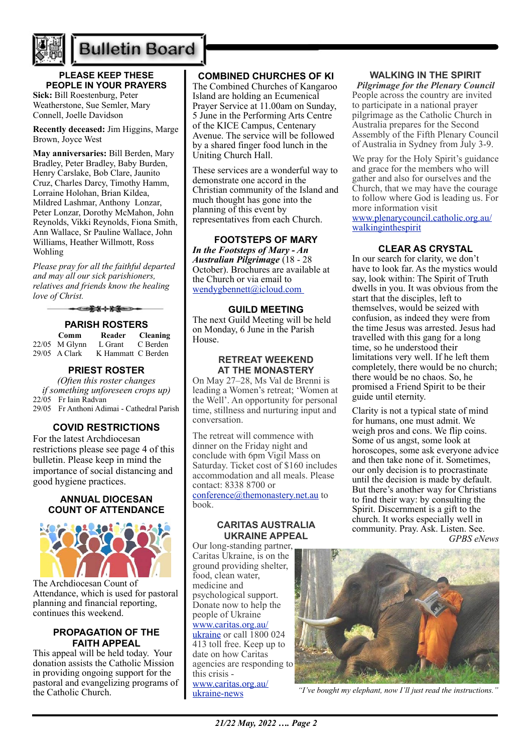# Bulletin Board

## PLEASE KEEP THESE PEOPLE IN YOUR PRAYERS

**Sick:** Bill Roestenburg, Peter Weatherstone, Sue Semler, Mary Connell, Joelle Davidson

**Recently deceased:** Jim Higgins, Marge Brown, Joyce West

**May anniversaries:** Bill Berden, Mary Bradley, Peter Bradley, Baby Burden, Henry Carslake, Bob Clare, Jaunito Cruz, Charles Darcy, Timothy Hamm, Lorraine Holohan, Brian Kildea, Mildred Lashmar, Anthony Lonzar, Peter Lonzar, Dorothy McMahon, John Reynolds, Vikki Reynolds, Fiona Smith, Ann Wallace, Sr Pauline Wallace, John Williams, Heather Willmott, Ross Wohling

*Please pray for all the faithful departed and may all our sick parishioners, relatives and friends know the healing love of Christ.*

## PARISH ROSTERS

| | Comm | Reader | Cleaning |
|---|---|---|---|
| 22/05 | M Glynn | L Grant | C Berden |
| 29/05 | A Clark | K Hammatt | C Berden |

## PRIEST ROSTER

*(Often this roster changes if something unforeseen crops up)*

22/05 Fr Iain Radvan
29/05 Fr Anthoni Adimai - Cathedral Parish

## COVID RESTRICTIONS

For the latest Archdiocesan restrictions please see page 4 of this bulletin. Please keep in mind the importance of social distancing and good hygiene practices.

## ANNUAL DIOCESAN COUNT OF ATTENDANCE

The Archdiocesan Count of Attendance, which is used for pastoral planning and financial reporting, continues this weekend.

## PROPAGATION OF THE FAITH APPEAL

This appeal will be held today. Your donation assists the Catholic Mission in providing ongoing support for the pastoral and evangelizing programs of the Catholic Church.

## COMBINED CHURCHES OF KI

The Combined Churches of Kangaroo Island are holding an Ecumenical Prayer Service at 11.00am on Sunday, 5 June in the Performing Arts Centre of the KICE Campus, Centenary Avenue. The service will be followed by a shared finger food lunch in the Uniting Church Hall.

These services are a wonderful way to demonstrate one accord in the Christian community of the Island and much thought has gone into the planning of this event by representatives from each Church.

## FOOTSTEPS OF MARY

***In the Footsteps of Mary - An Australian Pilgrimage*** (18 - 28 October). Brochures are available at the Church or via email to wendygbennett@icloud.com

## GUILD MEETING

The next Guild Meeting will be held on Monday, 6 June in the Parish House.

## RETREAT WEEKEND AT THE MONASTERY

On May 27–28, Ms Val de Brenni is leading a Women's retreat; 'Women at the Well'. An opportunity for personal time, stillness and nurturing input and conversation.

The retreat will commence with dinner on the Friday night and conclude with 6pm Vigil Mass on Saturday. Ticket cost of $160 includes accommodation and all meals. Please contact: 8338 8700 or conference@themonastery.net.au to book.

## CARITAS AUSTRALIA UKRAINE APPEAL

Our long-standing partner, Caritas Ukraine, is on the ground providing shelter, food, clean water, medicine and psychological support. Donate now to help the people of Ukraine www.caritas.org.au/ukraine or call 1800 024 413 toll free. Keep up to date on how Caritas agencies are responding to this crisis - www.caritas.org.au/ukraine-news

## WALKING IN THE SPIRIT

***Pilgrimage for the Plenary Council***

People across the country are invited to participate in a national prayer pilgrimage as the Catholic Church in Australia prepares for the Second Assembly of the Fifth Plenary Council of Australia in Sydney from July 3-9.

We pray for the Holy Spirit's guidance and grace for the members who will gather and also for ourselves and the Church, that we may have the courage to follow where God is leading us. For more information visit www.plenarycouncil.catholic.org.au/walkinginthespirit

## CLEAR AS CRYSTAL

In our search for clarity, we don't have to look far. As the mystics would say, look within: The Spirit of Truth dwells in you. It was obvious from the start that the disciples, left to themselves, would be seized with confusion, as indeed they were from the time Jesus was arrested. Jesus had travelled with this gang for a long time, so he understood their limitations very well. If he left them completely, there would be no church; there would be no chaos. So, he promised a Friend Spirit to be their guide until eternity.

Clarity is not a typical state of mind for humans, one must admit. We weigh pros and cons. We flip coins. Some of us angst, some look at horoscopes, some ask everyone advice and then take none of it. Sometimes, our only decision is to procrastinate until the decision is made by default. But there's another way for Christians to find their way: by consulting the Spirit. Discernment is a gift to the church. It works especially well in community. Pray. Ask. Listen. See.

*GPBS eNews*

*"I've bought my elephant, now I'll just read the instructions."*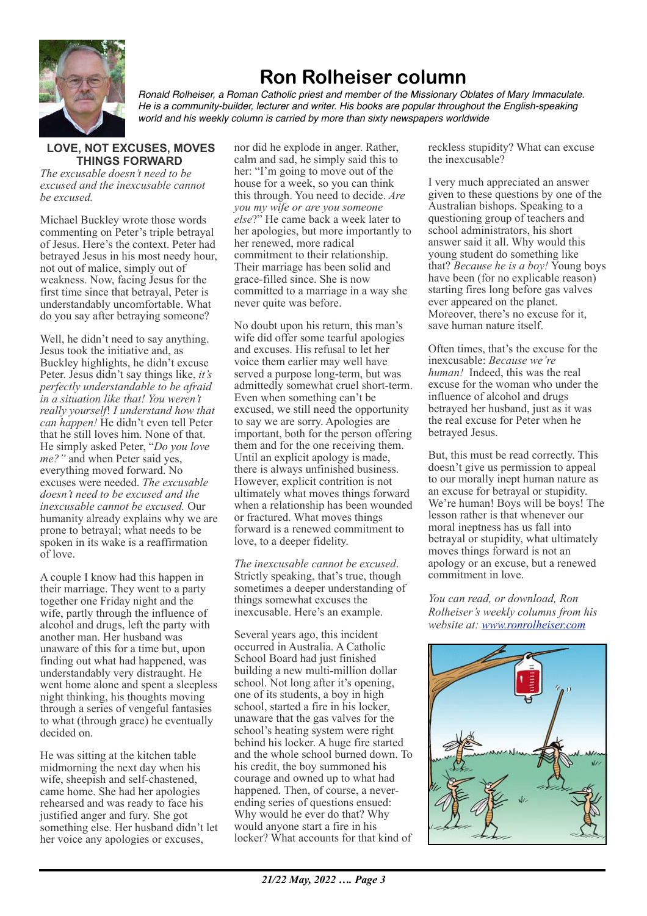# Ron Rolheiser column

*Ronald Rolheiser, a Roman Catholic priest and member of the Missionary Oblates of Mary Immaculate. He is a community-builder, lecturer and writer. His books are popular throughout the English-speaking world and his weekly column is carried by more than sixty newspapers worldwide*

## LOVE, NOT EXCUSES, MOVES THINGS FORWARD

*The excusable doesn't need to be excused and the inexcusable cannot be excused.*

Michael Buckley wrote those words commenting on Peter's triple betrayal of Jesus. Here's the context. Peter had betrayed Jesus in his most needy hour, not out of malice, simply out of weakness. Now, facing Jesus for the first time since that betrayal, Peter is understandably uncomfortable. What do you say after betraying someone?

Well, he didn't need to say anything. Jesus took the initiative and, as Buckley highlights, he didn't excuse Peter. Jesus didn't say things like, *it's perfectly understandable to be afraid in a situation like that! You weren't really yourself! I understand how that can happen!* He didn't even tell Peter that he still loves him. None of that. He simply asked Peter, "*Do you love me?"* and when Peter said yes, everything moved forward. No excuses were needed. *The excusable doesn't need to be excused and the inexcusable cannot be excused.* Our humanity already explains why we are prone to betrayal; what needs to be spoken in its wake is a reaffirmation of love.

A couple I know had this happen in their marriage. They went to a party together one Friday night and the wife, partly through the influence of alcohol and drugs, left the party with another man. Her husband was unaware of this for a time but, upon finding out what had happened, was understandably very distraught. He went home alone and spent a sleepless night thinking, his thoughts moving through a series of vengeful fantasies to what (through grace) he eventually decided on.

He was sitting at the kitchen table midmorning the next day when his wife, sheepish and self-chastened, came home. She had her apologies rehearsed and was ready to face his justified anger and fury. She got something else. Her husband didn't let her voice any apologies or excuses, nor did he explode in anger. Rather, calm and sad, he simply said this to her: "I'm going to move out of the house for a week, so you can think this through. You need to decide. *Are you my wife or are you someone else*?" He came back a week later to her apologies, but more importantly to her renewed, more radical commitment to their relationship. Their marriage has been solid and grace-filled since. She is now committed to a marriage in a way she never quite was before.

No doubt upon his return, this man's wife did offer some tearful apologies and excuses. His refusal to let her voice them earlier may well have served a purpose long-term, but was admittedly somewhat cruel short-term. Even when something can't be excused, we still need the opportunity to say we are sorry. Apologies are important, both for the person offering them and for the one receiving them. Until an explicit apology is made, there is always unfinished business. However, explicit contrition is not ultimately what moves things forward when a relationship has been wounded or fractured. What moves things forward is a renewed commitment to love, to a deeper fidelity.

*The inexcusable cannot be excused*. Strictly speaking, that's true, though sometimes a deeper understanding of things somewhat excuses the inexcusable. Here's an example.

Several years ago, this incident occurred in Australia. A Catholic School Board had just finished building a new multi-million dollar school. Not long after it's opening, one of its students, a boy in high school, started a fire in his locker, unaware that the gas valves for the school's heating system were right behind his locker. A huge fire started and the whole school burned down. To his credit, the boy summoned his courage and owned up to what had happened. Then, of course, a never-ending series of questions ensued: Why would he ever do that? Why would anyone start a fire in his locker? What accounts for that kind of reckless stupidity? What can excuse the inexcusable?

I very much appreciated an answer given to these questions by one of the Australian bishops. Speaking to a questioning group of teachers and school administrators, his short answer said it all. Why would this young student do something like that? *Because he is a boy!* Young boys have been (for no explicable reason) starting fires long before gas valves ever appeared on the planet. Moreover, there's no excuse for it, save human nature itself.

Often times, that's the excuse for the inexcusable: *Because we're human!* Indeed, this was the real excuse for the woman who under the influence of alcohol and drugs betrayed her husband, just as it was the real excuse for Peter when he betrayed Jesus.

But, this must be read correctly. This doesn't give us permission to appeal to our morally inept human nature as an excuse for betrayal or stupidity. We're human! Boys will be boys! The lesson rather is that whenever our moral ineptness has us fall into betrayal or stupidity, what ultimately moves things forward is not an apology or an excuse, but a renewed commitment in love.

*You can read, or download, Ron Rolheiser's weekly columns from his website at: www.ronrolheiser.com*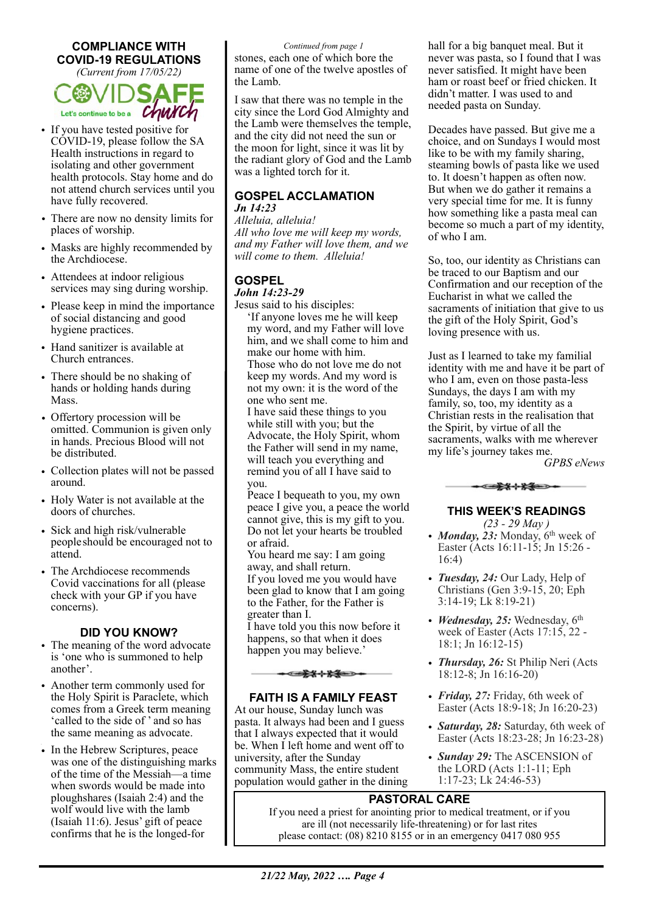## COMPLIANCE WITH COVID-19 REGULATIONS

*(Current from 17/05/22)*

COVIDSAFE Let's continue to be a church

- If you have tested positive for COVID-19, please follow the SA Health instructions in regard to isolating and other government health protocols. Stay home and do not attend church services until you have fully recovered.
- There are now no density limits for places of worship.
- Masks are highly recommended by the Archdiocese.
- Attendees at indoor religious services may sing during worship.
- Please keep in mind the importance of social distancing and good hygiene practices.
- Hand sanitizer is available at Church entrances.
- There should be no shaking of hands or holding hands during Mass.
- Offertory procession will be omitted. Communion is given only in hands. Precious Blood will not be distributed.
- Collection plates will not be passed around.
- Holy Water is not available at the doors of churches.
- Sick and high risk/vulnerable people should be encouraged not to attend.
- The Archdiocese recommends Covid vaccinations for all (please check with your GP if you have concerns).

## DID YOU KNOW?

- The meaning of the word advocate is 'one who is summoned to help another'.
- Another term commonly used for the Holy Spirit is Paraclete, which comes from a Greek term meaning 'called to the side of ' and so has the same meaning as advocate.
- In the Hebrew Scriptures, peace was one of the distinguishing marks of the time of the Messiah—a time when swords would be made into ploughshares (Isaiah 2:4) and the wolf would live with the lamb (Isaiah 11:6). Jesus' gift of peace confirms that he is the longed-for

*Continued from page 1*

stones, each one of which bore the name of one of the twelve apostles of the Lamb.

I saw that there was no temple in the city since the Lord God Almighty and the Lamb were themselves the temple, and the city did not need the sun or the moon for light, since it was lit by the radiant glory of God and the Lamb was a lighted torch for it.

## GOSPEL ACCLAMATION

***Jn 14:23***

*Alleluia, alleluia!*
*All who love me will keep my words, and my Father will love them, and we will come to them. Alleluia!*

## GOSPEL

***John 14:23-29***

Jesus said to his disciples:

'If anyone loves me he will keep my word, and my Father will love him, and we shall come to him and make our home with him.
Those who do not love me do not keep my words. And my word is not my own: it is the word of the one who sent me.
I have said these things to you while still with you; but the Advocate, the Holy Spirit, whom the Father will send in my name, will teach you everything and remind you of all I have said to you.
Peace I bequeath to you, my own peace I give you, a peace the world cannot give, this is my gift to you.
Do not let your hearts be troubled or afraid.
You heard me say: I am going away, and shall return.
If you loved me you would have been glad to know that I am going to the Father, for the Father is greater than I.
I have told you this now before it happens, so that when it does happen you may believe.'

## FAITH IS A FAMILY FEAST

At our house, Sunday lunch was pasta. It always had been and I guess that I always expected that it would be. When I left home and went off to university, after the Sunday community Mass, the entire student population would gather in the dining hall for a big banquet meal. But it never was pasta, so I found that I was never satisfied. It might have been ham or roast beef or fried chicken. It didn't matter. I was used to and needed pasta on Sunday.

Decades have passed. But give me a choice, and on Sundays I would most like to be with my family sharing, steaming bowls of pasta like we used to. It doesn't happen as often now. But when we do gather it remains a very special time for me. It is funny how something like a pasta meal can become so much a part of my identity, of who I am.

So, too, our identity as Christians can be traced to our Baptism and our Confirmation and our reception of the Eucharist in what we called the sacraments of initiation that give to us the gift of the Holy Spirit, God's loving presence with us.

Just as I learned to take my familial identity with me and have it be part of who I am, even on those pasta-less Sundays, the days I am with my family, so, too, my identity as a Christian rests in the realisation that the Spirit, by virtue of all the sacraments, walks with me wherever my life's journey takes me.

*GPBS eNews*

## THIS WEEK'S READINGS

*(23 - 29 May )*

- ***Monday, 23:*** Monday, 6th week of Easter (Acts 16:11-15; Jn 15:26 - 16:4)
- ***Tuesday, 24:*** Our Lady, Help of Christians (Gen 3:9-15, 20; Eph 3:14-19; Lk 8:19-21)
- ***Wednesday, 25:*** Wednesday, 6th week of Easter (Acts 17:15, 22 - 18:1; Jn 16:12-15)
- ***Thursday, 26:*** St Philip Neri (Acts 18:12-8; Jn 16:16-20)
- ***Friday, 27:*** Friday, 6th week of Easter (Acts 18:9-18; Jn 16:20-23)
- ***Saturday, 28:*** Saturday, 6th week of Easter (Acts 18:23-28; Jn 16:23-28)
- ***Sunday 29:*** The ASCENSION of the LORD (Acts 1:1-11; Eph 1:17-23; Lk 24:46-53)

## PASTORAL CARE

If you need a priest for anointing prior to medical treatment, or if you are ill (not necessarily life-threatening) or for last rites please contact: (08) 8210 8155 or in an emergency 0417 080 955